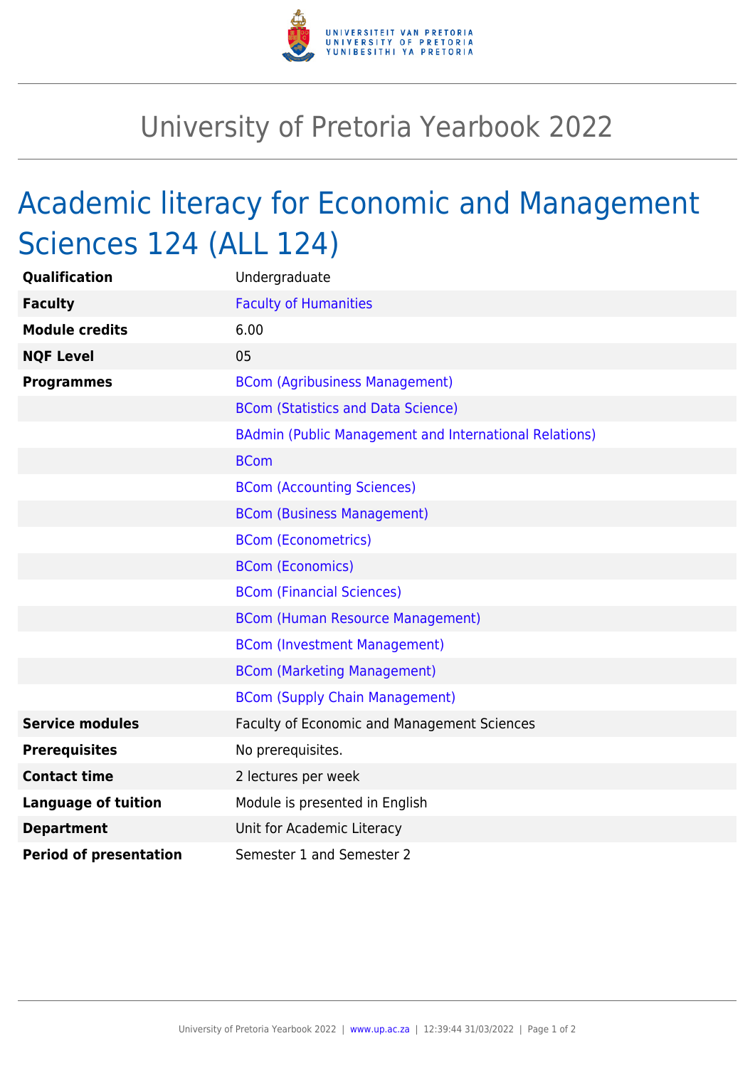# University of Pretoria Yearbook 2022

## Academic literacy for Economic and Management Sciences 124 (ALL 124)

| | |
|---|---|
| **Qualification** | Undergraduate |
| **Faculty** | Faculty of Humanities |
| **Module credits** | 6.00 |
| **NQF Level** | 05 |
| **Programmes** | BCom (Agribusiness Management) |
| | BCom (Statistics and Data Science) |
| | BAdmin (Public Management and International Relations) |
| | BCom |
| | BCom (Accounting Sciences) |
| | BCom (Business Management) |
| | BCom (Econometrics) |
| | BCom (Economics) |
| | BCom (Financial Sciences) |
| | BCom (Human Resource Management) |
| | BCom (Investment Management) |
| | BCom (Marketing Management) |
| | BCom (Supply Chain Management) |
| **Service modules** | Faculty of Economic and Management Sciences |
| **Prerequisites** | No prerequisites. |
| **Contact time** | 2 lectures per week |
| **Language of tuition** | Module is presented in English |
| **Department** | Unit for Academic Literacy |
| **Period of presentation** | Semester 1 and Semester 2 |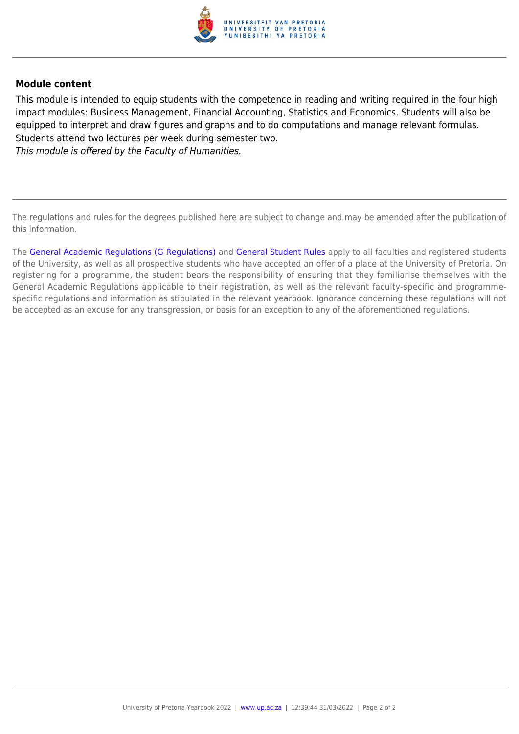### Module content

This module is intended to equip students with the competence in reading and writing required in the four high impact modules: Business Management, Financial Accounting, Statistics and Economics. Students will also be equipped to interpret and draw figures and graphs and to do computations and manage relevant formulas. Students attend two lectures per week during semester two.

*This module is offered by the Faculty of Humanities.*

---

The regulations and rules for the degrees published here are subject to change and may be amended after the publication of this information.

The General Academic Regulations (G Regulations) and General Student Rules apply to all faculties and registered students of the University, as well as all prospective students who have accepted an offer of a place at the University of Pretoria. On registering for a programme, the student bears the responsibility of ensuring that they familiarise themselves with the General Academic Regulations applicable to their registration, as well as the relevant faculty-specific and programme-specific regulations and information as stipulated in the relevant yearbook. Ignorance concerning these regulations will not be accepted as an excuse for any transgression, or basis for an exception to any of the aforementioned regulations.